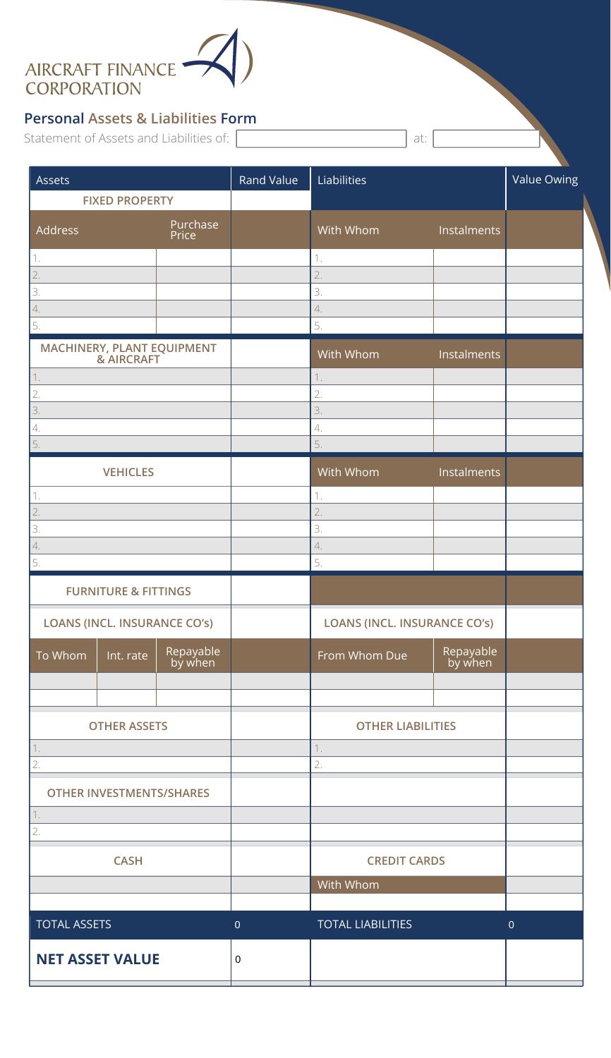AIRCRAFT FINANCE CORPORATION

## Personal Assets & Liabilities Form

Statement of Assets and Liabilities of: ______________________ at: ____________

| Assets | | | Rand Value | Liabilities | | Value Owing |
|---|---|---|---|---|---|---|
| **FIXED PROPERTY** | | | | | | |
| Address | | Purchase Price | | With Whom | Instalments | |
| 1. | | | | 1. | | |
| 2. | | | | 2. | | |
| 3. | | | | 3. | | |
| 4. | | | | 4. | | |
| 5. | | | | 5. | | |
| **MACHINERY, PLANT EQUIPMENT & AIRCRAFT** | | | | With Whom | Instalments | |
| 1. | | | | 1. | | |
| 2. | | | | 2. | | |
| 3. | | | | 3. | | |
| 4. | | | | 4. | | |
| 5. | | | | 5. | | |
| **VEHICLES** | | | | With Whom | Instalments | |
| 1. | | | | 1. | | |
| 2. | | | | 2. | | |
| 3. | | | | 3. | | |
| 4. | | | | 4. | | |
| 5. | | | | 5. | | |
| **FURNITURE & FITTINGS** | | | | | | |
| **LOANS (INCL. INSURANCE CO's)** | | | | **LOANS (INCL. INSURANCE CO's)** | | |
| To Whom | Int. rate | Repayable by when | | From Whom Due | Repayable by when | |
| | | | | | | |
| | | | | | | |
| **OTHER ASSETS** | | | | **OTHER LIABILITIES** | | |
| 1. | | | | 1. | | |
| 2. | | | | 2. | | |
| **OTHER INVESTMENTS/SHARES** | | | | | | |
| 1. | | | | | | |
| 2. | | | | | | |
| **CASH** | | | | **CREDIT CARDS** | | |
| | | | | With Whom | | |
| | | | | | | |
| TOTAL ASSETS | | | 0 | TOTAL LIABILITIES | | 0 |
| **NET ASSET VALUE** | | | 0 | | | |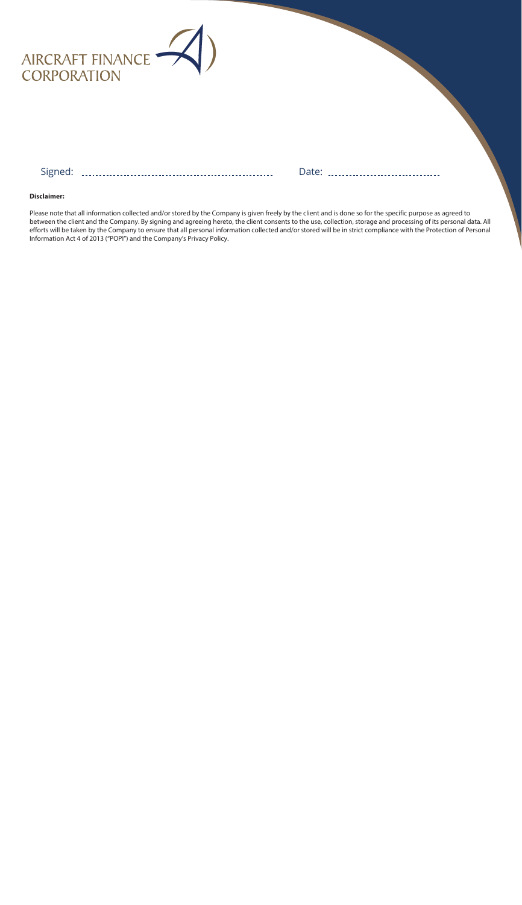AIRCRAFT FINANCE CORPORATION

Signed: ........................................................ Date: ..................................

**Disclaimer:**

Please note that all information collected and/or stored by the Company is given freely by the client and is done so for the specific purpose as agreed to between the client and the Company. By signing and agreeing hereto, the client consents to the use, collection, storage and processing of its personal data. All efforts will be taken by the Company to ensure that all personal information collected and/or stored will be in strict compliance with the Protection of Personal Information Act 4 of 2013 ("POPI") and the Company's Privacy Policy.